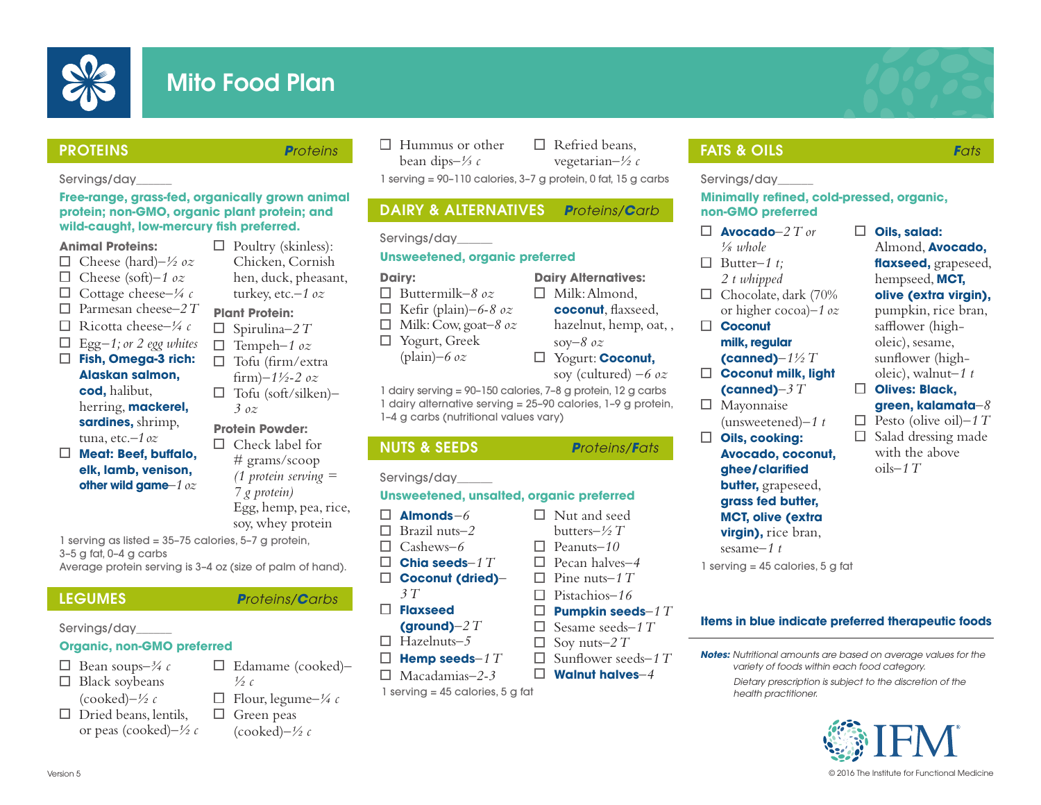# Mito Food Plan

## PROTEINS *Proteins*

Servings/day_____

**Free-range, grass-fed, organically grown animal protein; non-GMO, organic plant protein; and wild-caught, low-mercury fish preferred.**

**Animal Proteins:**

- ☐ Cheese (hard)–*½ oz*
- ☐ Cheese (soft)–*1 oz*
- ☐ Cottage cheese–*¼ c*
- ☐ Parmesan cheese–*2 T*
- ☐ Ricotta cheese–*¼ c*
- ☐ Egg–*1; or 2 egg whites*
- ☐ **Fish, Omega-3 rich: Alaskan salmon, cod,** halibut, herring, **mackerel, sardines,** shrimp, tuna, etc.–*1 oz*
- ☐ **Meat: Beef, buffalo, elk, lamb, venison, other wild game**–*1 oz*
- ☐ Poultry (skinless): Chicken, Cornish hen, duck, pheasant, turkey, etc.–*1 oz*

**Plant Protein:**

- ☐ Spirulina–*2 T*
- ☐ Tempeh–*1 oz*
- ☐ Tofu (firm/extra firm)–*1½-2 oz*
- ☐ Tofu (soft/silken)–*3 oz*

**Protein Powder:**

- ☐ Check label for # grams/scoop *(1 protein serving = 7 g protein)* Egg, hemp, pea, rice, soy, whey protein

1 serving as listed = 35–75 calories, 5–7 g protein, 3–5 g fat, 0–4 g carbs
Average protein serving is 3–4 oz (size of palm of hand).

## LEGUMES *Proteins/Carbs*

Servings/day_____

**Organic, non-GMO preferred**

- ☐ Bean soups–*¾ c*
- ☐ Black soybeans (cooked)–*½ c*
- ☐ Dried beans, lentils, or peas (cooked)–*½ c*
- ☐ Edamame (cooked)–*½ c*
- ☐ Flour, legume–*¼ c*
- ☐ Green peas (cooked)–*½ c*
- ☐ Hummus or other bean dips–*⅓ c*
- ☐ Refried beans, vegetarian–*½ c*

1 serving = 90–110 calories, 3–7 g protein, 0 fat, 15 g carbs

## DAIRY & ALTERNATIVES *Proteins/Carb*

Servings/day_____

**Unsweetened, organic preferred**

**Dairy:**

- ☐ Buttermilk–*8 oz*
- ☐ Kefir (plain)–*6-8 oz*
- ☐ Milk: Cow, goat–*8 oz*
- ☐ Yogurt, Greek (plain)–*6 oz*

**Dairy Alternatives:**

- ☐ Milk: Almond, **coconut**, flaxseed, hazelnut, hemp, oat, , soy–*8 oz*
- ☐ Yogurt: **Coconut,** soy (cultured) –*6 oz*

1 dairy serving = 90–150 calories, 7–8 g protein, 12 g carbs
1 dairy alternative serving = 25–90 calories, 1–9 g protein, 1–4 g carbs (nutritional values vary)

## NUTS & SEEDS *Proteins/Fats*

Servings/day_____

**Unsweetened, unsalted, organic preferred**

- ☐ **Almonds**–*6*
- ☐ Brazil nuts–*2*
- ☐ Cashews–*6*
- ☐ **Chia seeds**–*1 T*
- ☐ **Coconut (dried)**–*3 T*
- ☐ **Flaxseed (ground)**–*2 T*
- ☐ Hazelnuts–*5*
- ☐ **Hemp seeds**–*1 T*
- ☐ Macadamias–*2-3*
- ☐ Nut and seed butters–*½ T*
- ☐ Peanuts–*10*
- ☐ Pecan halves–*4*
- ☐ Pine nuts–*1 T*
- ☐ Pistachios–*16*
- ☐ **Pumpkin seeds**–*1 T*
- ☐ Sesame seeds–*1 T*
- ☐ Soy nuts–*2 T*
- ☐ Sunflower seeds–*1 T*
- ☐ **Walnut halves**–*4*

1 serving = 45 calories, 5 g fat

## FATS & OILS *Fats*

Servings/day_____

**Minimally refined, cold-pressed, organic, non-GMO preferred**

- ☐ **Avocado**–*2 T or ⅛ whole*
- ☐ Butter–*1 t; 2 t whipped*
- ☐ Chocolate, dark (70% or higher cocoa)–*1 oz*
- ☐ **Coconut milk, regular (canned)**–*1½ T*
- ☐ **Coconut milk, light (canned)**–*3 T*
- ☐ Mayonnaise (unsweetened)–*1 t*
- ☐ **Oils, cooking: Avocado, coconut, ghee/clarified butter,** grapeseed, **grass fed butter, MCT, olive (extra virgin),** rice bran, sesame–*1 t*
- ☐ **Oils, salad:** Almond, **Avocado, flaxseed,** grapeseed, hempseed, **MCT, olive (extra virgin),** pumpkin, rice bran, safflower (high-oleic), sesame, sunflower (high-oleic), walnut–*1 t*
- ☐ **Olives: Black, green, kalamata**–*8*
- ☐ Pesto (olive oil)–*1 T*
- ☐ Salad dressing made with the above oils–*1 T*

1 serving = 45 calories, 5 g fat

**Items in blue indicate preferred therapeutic foods**

***Notes:*** *Nutritional amounts are based on average values for the variety of foods within each food category.*

*Dietary prescription is subject to the discretion of the health practitioner.*

Version 5

© 2016 The Institute for Functional Medicine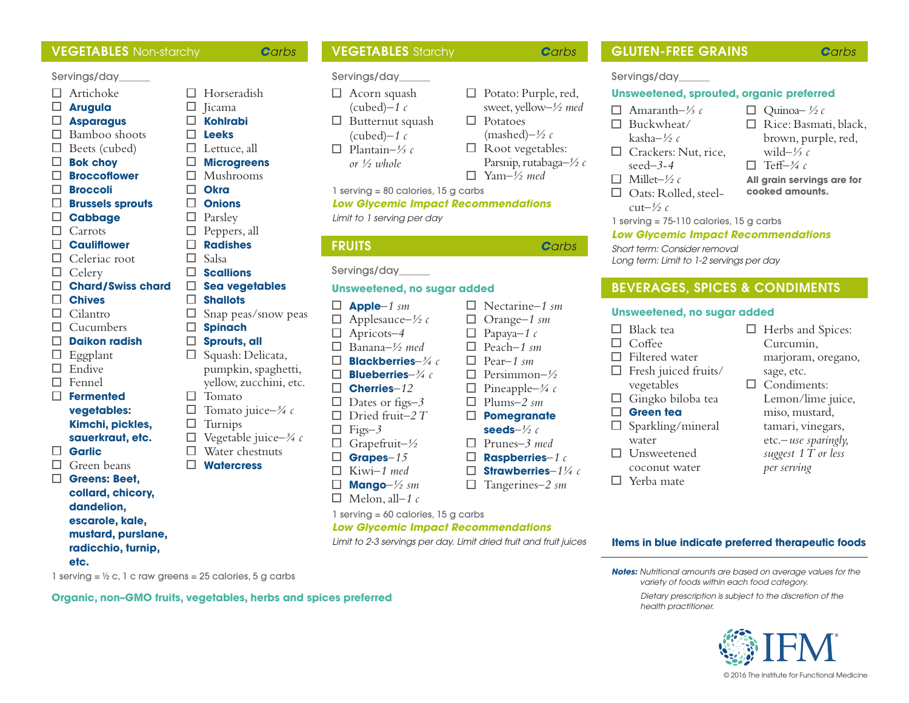## VEGETABLES Non-starchy — *Carbs*

Servings/day_____

- ☐ Artichoke
- ☐ **Arugula**
- ☐ **Asparagus**
- ☐ Bamboo shoots
- ☐ Beets (cubed)
- ☐ **Bok choy**
- ☐ **Broccoflower**
- ☐ **Broccoli**
- ☐ **Brussels sprouts**
- ☐ **Cabbage**
- ☐ Carrots
- ☐ **Cauliflower**
- ☐ Celeriac root
- ☐ Celery
- ☐ **Chard/Swiss chard**
- ☐ **Chives**
- ☐ Cilantro
- ☐ Cucumbers
- ☐ **Daikon radish**
- ☐ Eggplant
- ☐ Endive
- ☐ Fennel
- ☐ **Fermented vegetables: Kimchi, pickles, sauerkraut, etc.**
- ☐ **Garlic**
- ☐ Green beans
- ☐ **Greens: Beet, collard, chicory, dandelion, escarole, kale, mustard, purslane, radicchio, turnip, etc.**
- ☐ Horseradish
- ☐ Jicama
- ☐ **Kohlrabi**
- ☐ **Leeks**
- ☐ Lettuce, all
- ☐ **Microgreens**
- ☐ Mushrooms
- ☐ **Okra**
- ☐ **Onions**
- ☐ Parsley
- ☐ Peppers, all
- ☐ **Radishes**
- ☐ Salsa
- ☐ **Scallions**
- ☐ **Sea vegetables**
- ☐ **Shallots**
- ☐ Snap peas/snow peas
- ☐ **Spinach**
- ☐ **Sprouts, all**
- ☐ Squash: Delicata, pumpkin, spaghetti, yellow, zucchini, etc.
- ☐ Tomato
- ☐ Tomato juice–*¾ c*
- ☐ Turnips
- ☐ Vegetable juice–*¾ c*
- ☐ Water chestnuts
- ☐ **Watercress**

1 serving = ½ c, 1 c raw greens = 25 calories, 5 g carbs

**Organic, non-GMO fruits, vegetables, herbs and spices preferred**

## VEGETABLES Starchy — *Carbs*

Servings/day_____

- ☐ Acorn squash (cubed)–*1 c*
- ☐ Butternut squash (cubed)–*1 c*
- ☐ Plantain–*⅓ c or ½ whole*
- ☐ Potato: Purple, red, sweet, yellow–*½ med*
- ☐ Potatoes (mashed)–*½ c*
- ☐ Root vegetables: Parsnip, rutabaga–*½ c*
- ☐ Yam–*½ med*

1 serving = 80 calories, 15 g carbs

***Low Glycemic Impact Recommendations***

*Limit to 1 serving per day*

## FRUITS — *Carbs*

Servings/day_____

**Unsweetened, no sugar added**

- ☐ **Apple**–*1 sm*
- ☐ Applesauce–*½ c*
- ☐ Apricots–*4*
- ☐ Banana–*½ med*
- ☐ **Blackberries**–*¾ c*
- ☐ **Blueberries**–*¾ c*
- ☐ **Cherries**–*12*
- ☐ Dates or figs–*3*
- ☐ Dried fruit–*2 T*
- ☐ Figs–*3*
- ☐ Grapefruit–*½*
- ☐ **Grapes**–*15*
- ☐ Kiwi–*1 med*
- ☐ **Mango**–*½ sm*
- ☐ Melon, all–*1 c*
- ☐ Nectarine–*1 sm*
- ☐ Orange–*1 sm*
- ☐ Papaya–*1 c*
- ☐ Peach–*1 sm*
- ☐ Pear–*1 sm*
- ☐ Persimmon–*½*
- ☐ Pineapple–*¾ c*
- ☐ Plums–*2 sm*
- ☐ **Pomegranate seeds**–*½ c*
- ☐ Prunes–*3 med*
- ☐ **Raspberries**–*1 c*
- ☐ **Strawberries**–*1¼ c*
- ☐ Tangerines–*2 sm*

1 serving = 60 calories, 15 g carbs

***Low Glycemic Impact Recommendations***

*Limit to 2-3 servings per day. Limit dried fruit and fruit juices*

## GLUTEN-FREE GRAINS — *Carbs*

Servings/day_____

**Unsweetened, sprouted, organic preferred**

- ☐ Amaranth–*⅓ c*
- ☐ Buckwheat/kasha–*½ c*
- ☐ Crackers: Nut, rice, seed–*3-4*
- ☐ Millet–*½ c*
- ☐ Oats: Rolled, steel-cut–*½ c*
- ☐ Quinoa–*½ c*
- ☐ Rice: Basmati, black, brown, purple, red, wild–*⅓ c*
- ☐ Teff–*¾ c*

**All grain servings are for cooked amounts.**

1 serving = 75-110 calories, 15 g carbs

***Low Glycemic Impact Recommendations***

*Short term: Consider removal*
*Long term: Limit to 1-2 servings per day*

## BEVERAGES, SPICES & CONDIMENTS

**Unsweetened, no sugar added**

- ☐ Black tea
- ☐ Coffee
- ☐ Filtered water
- ☐ Fresh juiced fruits/vegetables
- ☐ Gingko biloba tea
- ☐ **Green tea**
- ☐ Sparkling/mineral water
- ☐ Unsweetened coconut water
- ☐ Yerba mate
- ☐ Herbs and Spices: Curcumin, marjoram, oregano, sage, etc.
- ☐ Condiments: Lemon/lime juice, miso, mustard, tamari, vinegars, etc.–*use sparingly, suggest 1 T or less per serving*

**Items in blue indicate preferred therapeutic foods**

***Notes:*** *Nutritional amounts are based on average values for the variety of foods within each food category.*

*Dietary prescription is subject to the discretion of the health practitioner.*

IFM

© 2016 The Institute for Functional Medicine